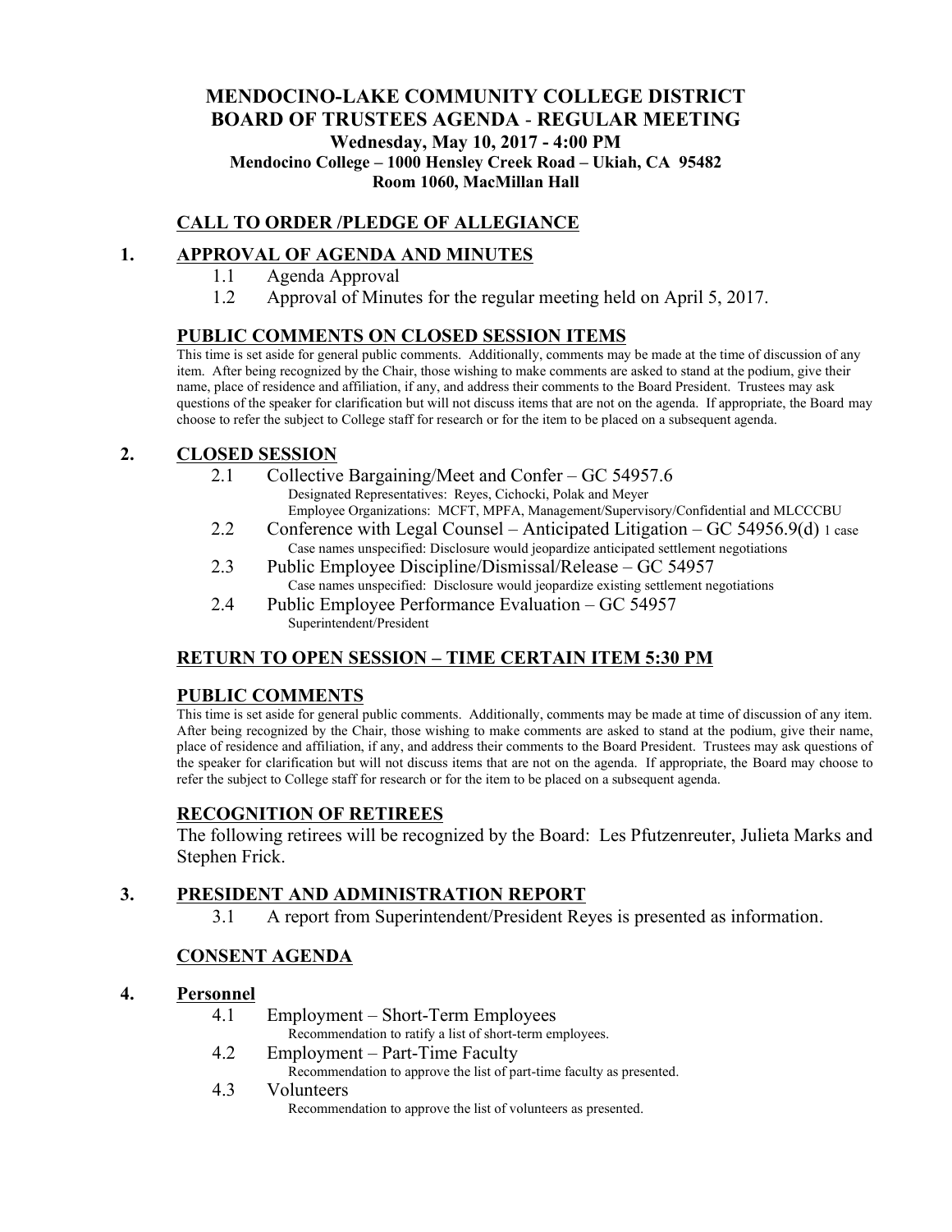# MENDOCINO-LAKE COMMUNITY COLLEGE DISTRICT
# BOARD OF TRUSTEES AGENDA - REGULAR MEETING

**Wednesday, May 10, 2017 - 4:00 PM**
**Mendocino College – 1000 Hensley Creek Road – Ukiah, CA 95482**
**Room 1060, MacMillan Hall**

## CALL TO ORDER /PLEDGE OF ALLEGIANCE

## 1. APPROVAL OF AGENDA AND MINUTES

1.1 Agenda Approval

1.2 Approval of Minutes for the regular meeting held on April 5, 2017.

## PUBLIC COMMENTS ON CLOSED SESSION ITEMS

This time is set aside for general public comments. Additionally, comments may be made at the time of discussion of any item. After being recognized by the Chair, those wishing to make comments are asked to stand at the podium, give their name, place of residence and affiliation, if any, and address their comments to the Board President. Trustees may ask questions of the speaker for clarification but will not discuss items that are not on the agenda. If appropriate, the Board may choose to refer the subject to College staff for research or for the item to be placed on a subsequent agenda.

## 2. CLOSED SESSION

2.1 Collective Bargaining/Meet and Confer – GC 54957.6
Designated Representatives: Reyes, Cichocki, Polak and Meyer
Employee Organizations: MCFT, MPFA, Management/Supervisory/Confidential and MLCCCBU

2.2 Conference with Legal Counsel – Anticipated Litigation – GC 54956.9(d) 1 case
Case names unspecified: Disclosure would jeopardize anticipated settlement negotiations

2.3 Public Employee Discipline/Dismissal/Release – GC 54957
Case names unspecified: Disclosure would jeopardize existing settlement negotiations

2.4 Public Employee Performance Evaluation – GC 54957
Superintendent/President

## RETURN TO OPEN SESSION – TIME CERTAIN ITEM 5:30 PM

## PUBLIC COMMENTS

This time is set aside for general public comments. Additionally, comments may be made at time of discussion of any item. After being recognized by the Chair, those wishing to make comments are asked to stand at the podium, give their name, place of residence and affiliation, if any, and address their comments to the Board President. Trustees may ask questions of the speaker for clarification but will not discuss items that are not on the agenda. If appropriate, the Board may choose to refer the subject to College staff for research or for the item to be placed on a subsequent agenda.

## RECOGNITION OF RETIREES

The following retirees will be recognized by the Board: Les Pfutzenreuter, Julieta Marks and Stephen Frick.

## 3. PRESIDENT AND ADMINISTRATION REPORT

3.1 A report from Superintendent/President Reyes is presented as information.

## CONSENT AGENDA

## 4. Personnel

4.1 Employment – Short-Term Employees
Recommendation to ratify a list of short-term employees.

4.2 Employment – Part-Time Faculty
Recommendation to approve the list of part-time faculty as presented.

4.3 Volunteers
Recommendation to approve the list of volunteers as presented.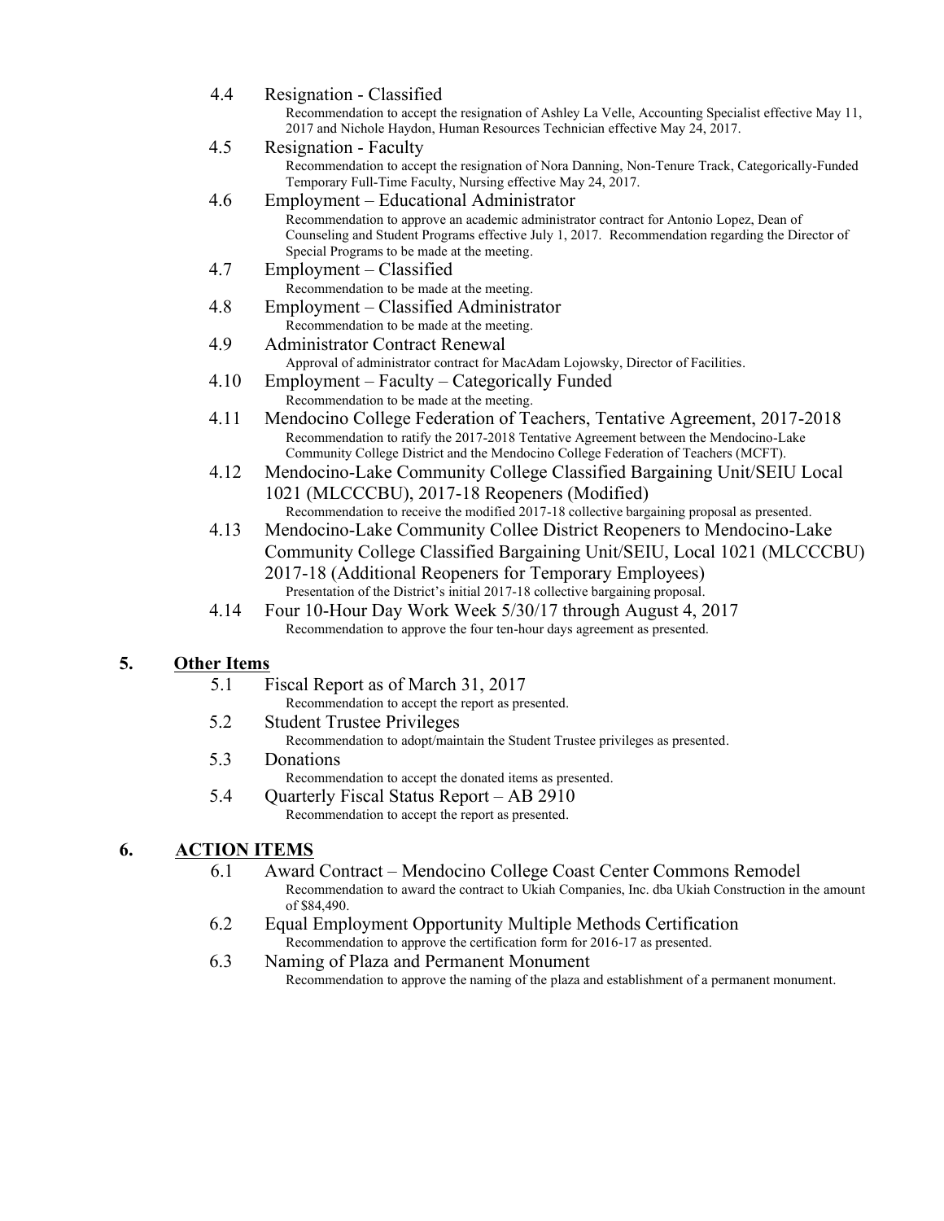4.4 Resignation - Classified

Recommendation to accept the resignation of Ashley La Velle, Accounting Specialist effective May 11, 2017 and Nichole Haydon, Human Resources Technician effective May 24, 2017.

4.5 Resignation - Faculty

Recommendation to accept the resignation of Nora Danning, Non-Tenure Track, Categorically-Funded Temporary Full-Time Faculty, Nursing effective May 24, 2017.

4.6 Employment – Educational Administrator

Recommendation to approve an academic administrator contract for Antonio Lopez, Dean of Counseling and Student Programs effective July 1, 2017. Recommendation regarding the Director of Special Programs to be made at the meeting.

4.7 Employment – Classified

Recommendation to be made at the meeting.

4.8 Employment – Classified Administrator

Recommendation to be made at the meeting.

4.9 Administrator Contract Renewal

Approval of administrator contract for MacAdam Lojowsky, Director of Facilities.

4.10 Employment – Faculty – Categorically Funded

Recommendation to be made at the meeting.

4.11 Mendocino College Federation of Teachers, Tentative Agreement, 2017-2018

Recommendation to ratify the 2017-2018 Tentative Agreement between the Mendocino-Lake Community College District and the Mendocino College Federation of Teachers (MCFT).

4.12 Mendocino-Lake Community College Classified Bargaining Unit/SEIU Local 1021 (MLCCCBU), 2017-18 Reopeners (Modified)

Recommendation to receive the modified 2017-18 collective bargaining proposal as presented.

4.13 Mendocino-Lake Community Collee District Reopeners to Mendocino-Lake Community College Classified Bargaining Unit/SEIU, Local 1021 (MLCCCBU) 2017-18 (Additional Reopeners for Temporary Employees)

Presentation of the District's initial 2017-18 collective bargaining proposal.

4.14 Four 10-Hour Day Work Week 5/30/17 through August 4, 2017

Recommendation to approve the four ten-hour days agreement as presented.

## 5. Other Items

5.1 Fiscal Report as of March 31, 2017

Recommendation to accept the report as presented.

5.2 Student Trustee Privileges

Recommendation to adopt/maintain the Student Trustee privileges as presented.

5.3 Donations

Recommendation to accept the donated items as presented.

5.4 Quarterly Fiscal Status Report – AB 2910

Recommendation to accept the report as presented.

## 6. ACTION ITEMS

6.1 Award Contract – Mendocino College Coast Center Commons Remodel

Recommendation to award the contract to Ukiah Companies, Inc. dba Ukiah Construction in the amount of $84,490.

6.2 Equal Employment Opportunity Multiple Methods Certification

Recommendation to approve the certification form for 2016-17 as presented.

6.3 Naming of Plaza and Permanent Monument

Recommendation to approve the naming of the plaza and establishment of a permanent monument.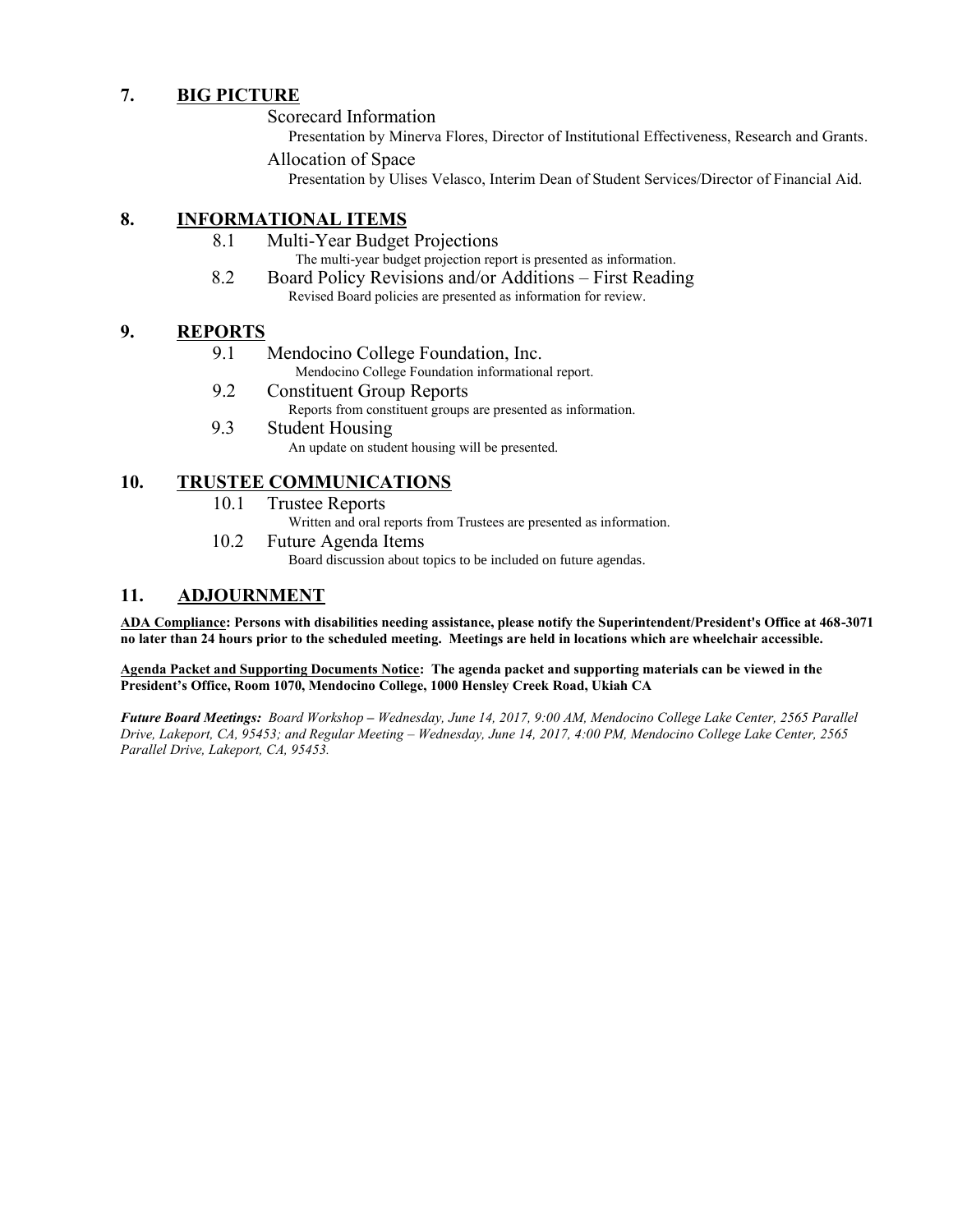## 7. BIG PICTURE

Scorecard Information

Presentation by Minerva Flores, Director of Institutional Effectiveness, Research and Grants.

Allocation of Space

Presentation by Ulises Velasco, Interim Dean of Student Services/Director of Financial Aid.

## 8. INFORMATIONAL ITEMS

8.1 Multi-Year Budget Projections

The multi-year budget projection report is presented as information.

8.2 Board Policy Revisions and/or Additions – First Reading

Revised Board policies are presented as information for review.

## 9. REPORTS

9.1 Mendocino College Foundation, Inc.

Mendocino College Foundation informational report.

9.2 Constituent Group Reports

Reports from constituent groups are presented as information.

9.3 Student Housing

An update on student housing will be presented.

## 10. TRUSTEE COMMUNICATIONS

10.1 Trustee Reports

Written and oral reports from Trustees are presented as information.

10.2 Future Agenda Items

Board discussion about topics to be included on future agendas.

## 11. ADJOURNMENT

**ADA Compliance: Persons with disabilities needing assistance, please notify the Superintendent/President's Office at 468-3071 no later than 24 hours prior to the scheduled meeting. Meetings are held in locations which are wheelchair accessible.**

**Agenda Packet and Supporting Documents Notice: The agenda packet and supporting materials can be viewed in the President's Office, Room 1070, Mendocino College, 1000 Hensley Creek Road, Ukiah CA**

***Future Board Meetings:*** *Board Workshop – Wednesday, June 14, 2017, 9:00 AM, Mendocino College Lake Center, 2565 Parallel Drive, Lakeport, CA, 95453; and Regular Meeting – Wednesday, June 14, 2017, 4:00 PM, Mendocino College Lake Center, 2565 Parallel Drive, Lakeport, CA, 95453.*